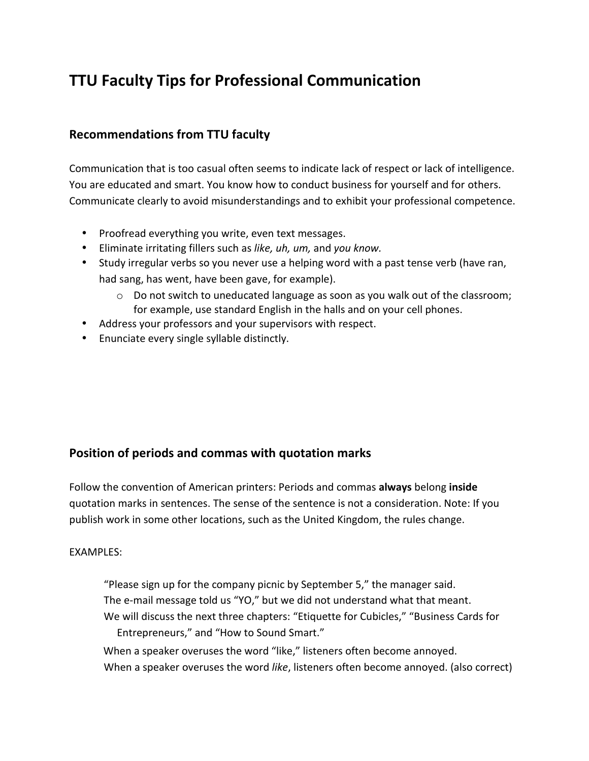# TTU Faculty Tips for Professional Communication

## Recommendations from TTU faculty

Communication that is too casual often seems to indicate lack of respect or lack of intelligence. You are educated and smart. You know how to conduct business for yourself and for others. Communicate clearly to avoid misunderstandings and to exhibit your professional competence.

- Proofread everything you write, even text messages.
- Eliminate irritating fillers such as *like, uh, um,* and *you know.*
- Study irregular verbs so you never use a helping word with a past tense verb (have ran, had sang, has went, have been gave, for example).
    - Do not switch to uneducated language as soon as you walk out of the classroom; for example, use standard English in the halls and on your cell phones.
- Address your professors and your supervisors with respect.
- Enunciate every single syllable distinctly.

## Position of periods and commas with quotation marks

Follow the convention of American printers: Periods and commas **always** belong **inside** quotation marks in sentences. The sense of the sentence is not a consideration. Note: If you publish work in some other locations, such as the United Kingdom, the rules change.

EXAMPLES:

> "Please sign up for the company picnic by September 5," the manager said.
> The e-mail message told us "YO," but we did not understand what that meant.
> We will discuss the next three chapters: "Etiquette for Cubicles," "Business Cards for Entrepreneurs," and "How to Sound Smart."
> When a speaker overuses the word "like," listeners often become annoyed.
> When a speaker overuses the word *like*, listeners often become annoyed. (also correct)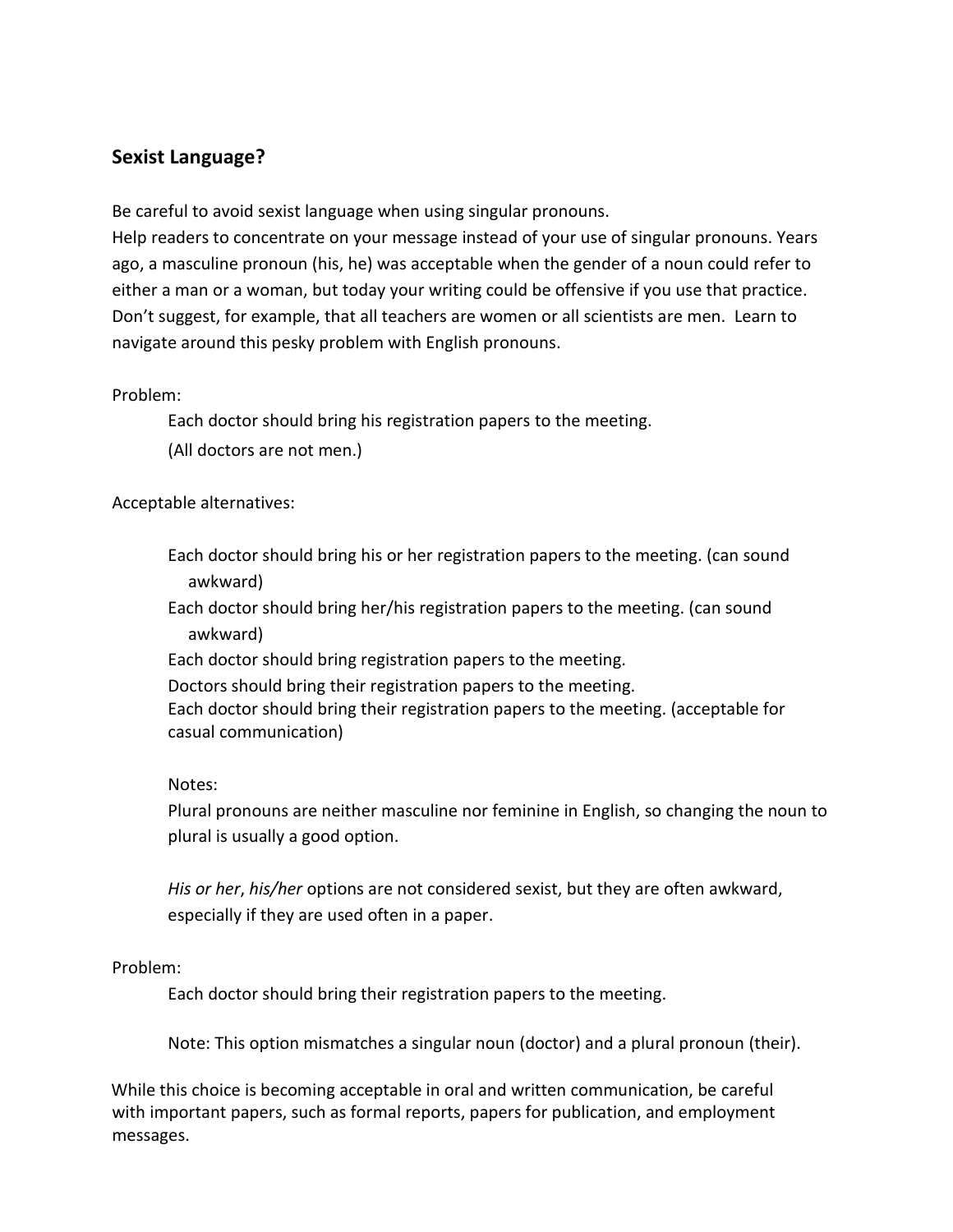## Sexist Language?

Be careful to avoid sexist language when using singular pronouns.
Help readers to concentrate on your message instead of your use of singular pronouns. Years ago, a masculine pronoun (his, he) was acceptable when the gender of a noun could refer to either a man or a woman, but today your writing could be offensive if you use that practice. Don't suggest, for example, that all teachers are women or all scientists are men. Learn to navigate around this pesky problem with English pronouns.

Problem:

> Each doctor should bring his registration papers to the meeting.
>
> (All doctors are not men.)

Acceptable alternatives:

> Each doctor should bring his or her registration papers to the meeting. (can sound awkward)
>
> Each doctor should bring her/his registration papers to the meeting. (can sound awkward)
>
> Each doctor should bring registration papers to the meeting.
>
> Doctors should bring their registration papers to the meeting.
>
> Each doctor should bring their registration papers to the meeting. (acceptable for casual communication)
>
> Notes:
>
> Plural pronouns are neither masculine nor feminine in English, so changing the noun to plural is usually a good option.
>
> *His or her*, *his/her* options are not considered sexist, but they are often awkward, especially if they are used often in a paper.

Problem:

> Each doctor should bring their registration papers to the meeting.
>
> Note: This option mismatches a singular noun (doctor) and a plural pronoun (their).

While this choice is becoming acceptable in oral and written communication, be careful with important papers, such as formal reports, papers for publication, and employment messages.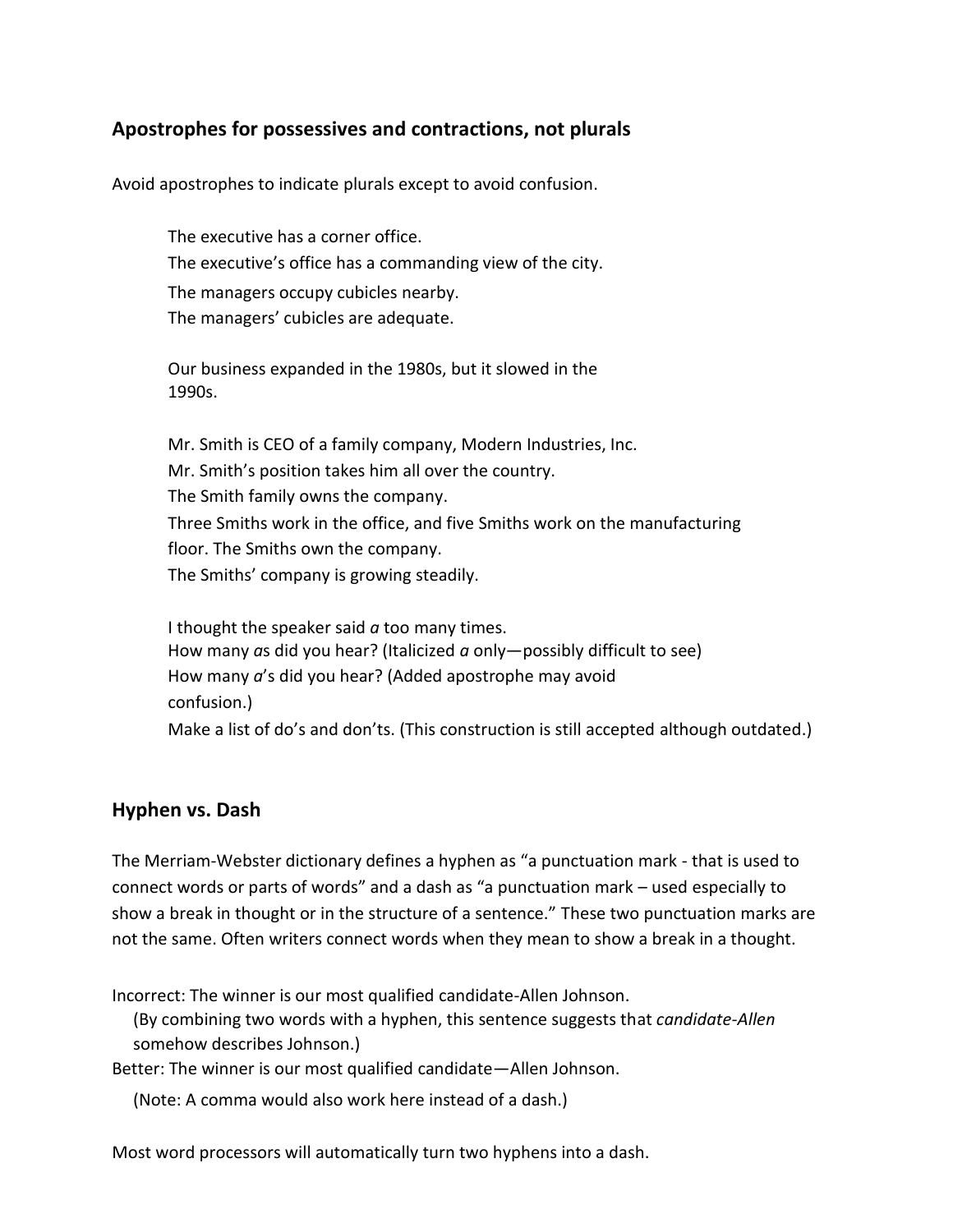## Apostrophes for possessives and contractions, not plurals

Avoid apostrophes to indicate plurals except to avoid confusion.

> The executive has a corner office.
> The executive's office has a commanding view of the city.
> The managers occupy cubicles nearby.
> The managers' cubicles are adequate.
>
> Our business expanded in the 1980s, but it slowed in the 1990s.
>
> Mr. Smith is CEO of a family company, Modern Industries, Inc.
> Mr. Smith's position takes him all over the country.
> The Smith family owns the company.
> Three Smiths work in the office, and five Smiths work on the manufacturing floor. The Smiths own the company.
> The Smiths' company is growing steadily.
>
> I thought the speaker said *a* too many times.
> How many *a*s did you hear? (Italicized *a* only—possibly difficult to see)
> How many *a*'s did you hear? (Added apostrophe may avoid confusion.)
> Make a list of do's and don'ts. (This construction is still accepted although outdated.)

## Hyphen vs. Dash

The Merriam-Webster dictionary defines a hyphen as "a punctuation mark - that is used to connect words or parts of words" and a dash as "a punctuation mark – used especially to show a break in thought or in the structure of a sentence." These two punctuation marks are not the same. Often writers connect words when they mean to show a break in a thought.

Incorrect: The winner is our most qualified candidate-Allen Johnson.
(By combining two words with a hyphen, this sentence suggests that *candidate-Allen* somehow describes Johnson.)
Better: The winner is our most qualified candidate—Allen Johnson.
(Note: A comma would also work here instead of a dash.)

Most word processors will automatically turn two hyphens into a dash.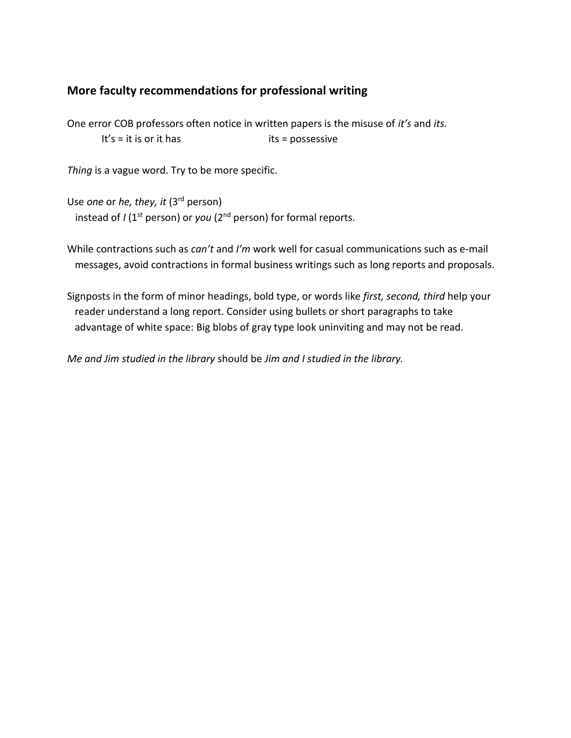## More faculty recommendations for professional writing

One error COB professors often notice in written papers is the misuse of *it's* and *its.*

It's = it is or it has    its = possessive

*Thing* is a vague word. Try to be more specific.

Use *one* or *he, they, it* (3rd person) instead of *I* (1st person) or *you* (2nd person) for formal reports.

While contractions such as *can't* and *I'm* work well for casual communications such as e-mail messages, avoid contractions in formal business writings such as long reports and proposals.

Signposts in the form of minor headings, bold type, or words like *first, second, third* help your reader understand a long report. Consider using bullets or short paragraphs to take advantage of white space: Big blobs of gray type look uninviting and may not be read.

*Me and Jim studied in the library* should be *Jim and I studied in the library.*